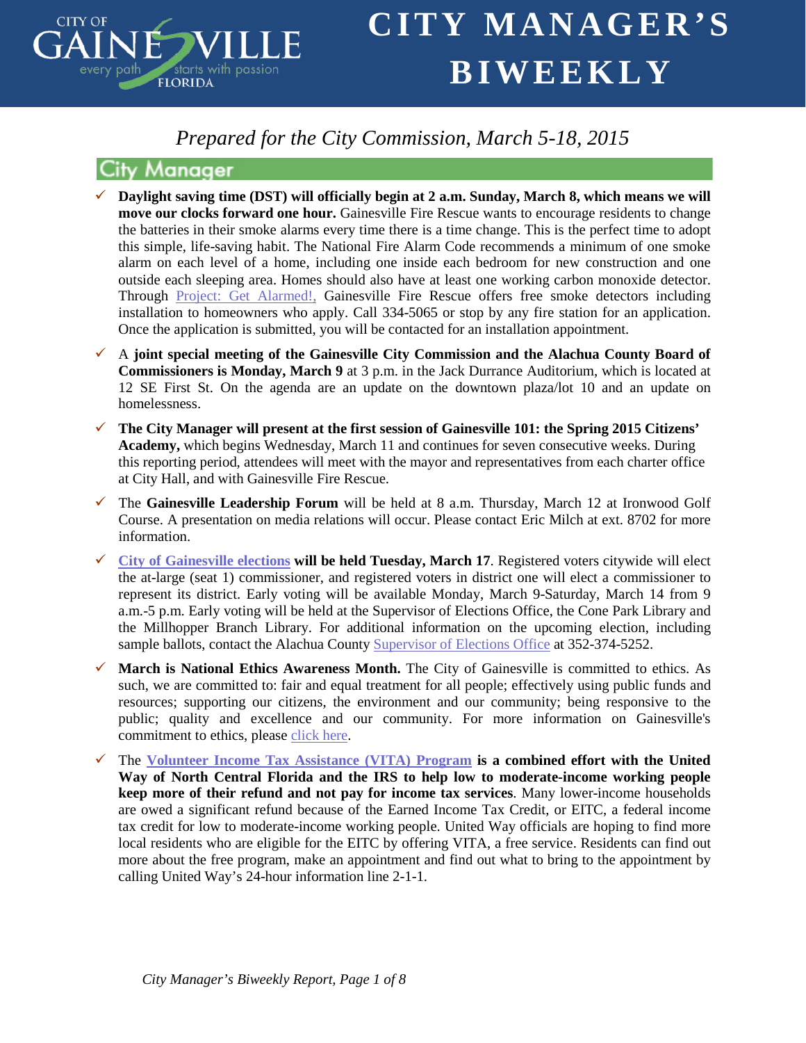# CITY MANAGER'S BIWEEKLY

*Prepared for the City Commission, March 5-18, 2015*

## City Manager

- **Daylight saving time (DST) will officially begin at 2 a.m. Sunday, March 8, which means we will move our clocks forward one hour.** Gainesville Fire Rescue wants to encourage residents to change the batteries in their smoke alarms every time there is a time change. This is the perfect time to adopt this simple, life-saving habit. The National Fire Alarm Code recommends a minimum of one smoke alarm on each level of a home, including one inside each bedroom for new construction and one outside each sleeping area. Homes should also have at least one working carbon monoxide detector. Through Project: Get Alarmed!, Gainesville Fire Rescue offers free smoke detectors including installation to homeowners who apply. Call 334-5065 or stop by any fire station for an application. Once the application is submitted, you will be contacted for an installation appointment.

- A **joint special meeting of the Gainesville City Commission and the Alachua County Board of Commissioners is Monday, March 9** at 3 p.m. in the Jack Durrance Auditorium, which is located at 12 SE First St. On the agenda are an update on the downtown plaza/lot 10 and an update on homelessness.

- **The City Manager will present at the first session of Gainesville 101: the Spring 2015 Citizens' Academy,** which begins Wednesday, March 11 and continues for seven consecutive weeks. During this reporting period, attendees will meet with the mayor and representatives from each charter office at City Hall, and with Gainesville Fire Rescue.

- The **Gainesville Leadership Forum** will be held at 8 a.m. Thursday, March 12 at Ironwood Golf Course. A presentation on media relations will occur. Please contact Eric Milch at ext. 8702 for more information.

- **City of Gainesville elections will be held Tuesday, March 17**. Registered voters citywide will elect the at-large (seat 1) commissioner, and registered voters in district one will elect a commissioner to represent its district. Early voting will be available Monday, March 9-Saturday, March 14 from 9 a.m.-5 p.m. Early voting will be held at the Supervisor of Elections Office, the Cone Park Library and the Millhopper Branch Library. For additional information on the upcoming election, including sample ballots, contact the Alachua County Supervisor of Elections Office at 352-374-5252.

- **March is National Ethics Awareness Month.** The City of Gainesville is committed to ethics. As such, we are committed to: fair and equal treatment for all people; effectively using public funds and resources; supporting our citizens, the environment and our community; being responsive to the public; quality and excellence and our community. For more information on Gainesville's commitment to ethics, please click here.

- The **Volunteer Income Tax Assistance (VITA) Program is a combined effort with the United Way of North Central Florida and the IRS to help low to moderate-income working people keep more of their refund and not pay for income tax services**. Many lower-income households are owed a significant refund because of the Earned Income Tax Credit, or EITC, a federal income tax credit for low to moderate-income working people. United Way officials are hoping to find more local residents who are eligible for the EITC by offering VITA, a free service. Residents can find out more about the free program, make an appointment and find out what to bring to the appointment by calling United Way's 24-hour information line 2-1-1.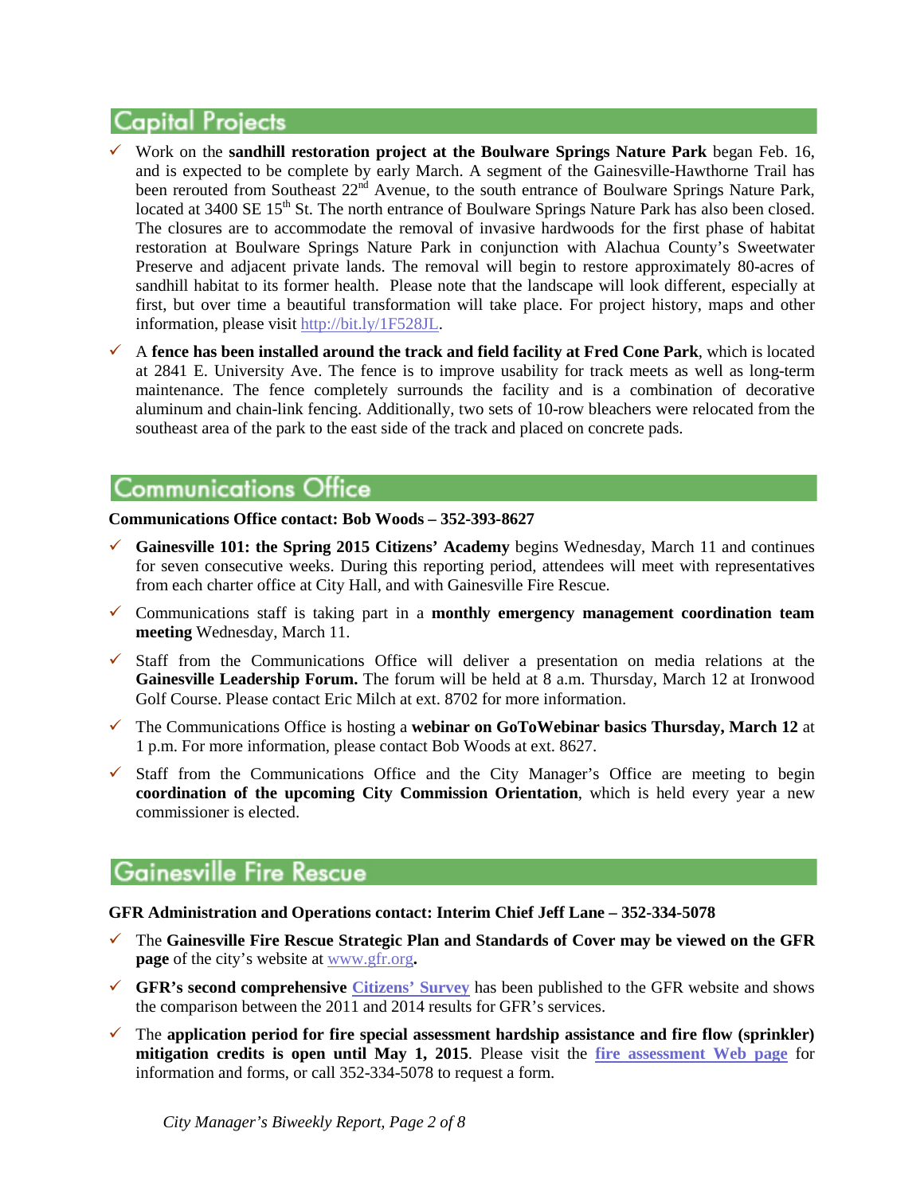## Capital Projects

- ✓ Work on the **sandhill restoration project at the Boulware Springs Nature Park** began Feb. 16, and is expected to be complete by early March. A segment of the Gainesville-Hawthorne Trail has been rerouted from Southeast 22nd Avenue, to the south entrance of Boulware Springs Nature Park, located at 3400 SE 15th St. The north entrance of Boulware Springs Nature Park has also been closed. The closures are to accommodate the removal of invasive hardwoods for the first phase of habitat restoration at Boulware Springs Nature Park in conjunction with Alachua County's Sweetwater Preserve and adjacent private lands. The removal will begin to restore approximately 80-acres of sandhill habitat to its former health. Please note that the landscape will look different, especially at first, but over time a beautiful transformation will take place. For project history, maps and other information, please visit http://bit.ly/1F528JL.
- ✓ A **fence has been installed around the track and field facility at Fred Cone Park**, which is located at 2841 E. University Ave. The fence is to improve usability for track meets as well as long-term maintenance. The fence completely surrounds the facility and is a combination of decorative aluminum and chain-link fencing. Additionally, two sets of 10-row bleachers were relocated from the southeast area of the park to the east side of the track and placed on concrete pads.

## Communications Office

**Communications Office contact: Bob Woods – 352-393-8627**

- ✓ **Gainesville 101: the Spring 2015 Citizens' Academy** begins Wednesday, March 11 and continues for seven consecutive weeks. During this reporting period, attendees will meet with representatives from each charter office at City Hall, and with Gainesville Fire Rescue.
- ✓ Communications staff is taking part in a **monthly emergency management coordination team meeting** Wednesday, March 11.
- ✓ Staff from the Communications Office will deliver a presentation on media relations at the **Gainesville Leadership Forum.** The forum will be held at 8 a.m. Thursday, March 12 at Ironwood Golf Course. Please contact Eric Milch at ext. 8702 for more information.
- ✓ The Communications Office is hosting a **webinar on GoToWebinar basics Thursday, March 12** at 1 p.m. For more information, please contact Bob Woods at ext. 8627.
- ✓ Staff from the Communications Office and the City Manager's Office are meeting to begin **coordination of the upcoming City Commission Orientation**, which is held every year a new commissioner is elected.

## Gainesville Fire Rescue

**GFR Administration and Operations contact: Interim Chief Jeff Lane – 352-334-5078**

- ✓ The **Gainesville Fire Rescue Strategic Plan and Standards of Cover may be viewed on the GFR page** of the city's website at www.gfr.org**.**
- ✓ **GFR's second comprehensive Citizens' Survey** has been published to the GFR website and shows the comparison between the 2011 and 2014 results for GFR's services.
- ✓ The **application period for fire special assessment hardship assistance and fire flow (sprinkler) mitigation credits is open until May 1, 2015**. Please visit the **fire assessment Web page** for information and forms, or call 352-334-5078 to request a form.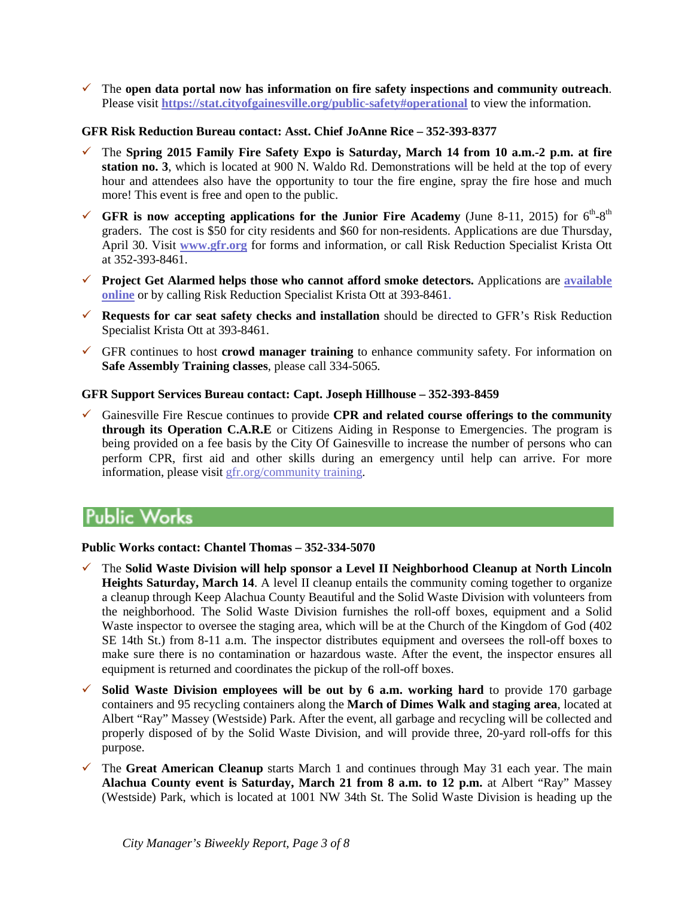- ✓ The **open data portal now has information on fire safety inspections and community outreach**. Please visit **[https://stat.cityofgainesville.org/public-safety#operational](https://stat.cityofgainesville.org/public-safety#operational)** to view the information.

**GFR Risk Reduction Bureau contact: Asst. Chief JoAnne Rice – 352-393-8377**

- ✓ The **Spring 2015 Family Fire Safety Expo is Saturday, March 14 from 10 a.m.-2 p.m. at fire station no. 3**, which is located at 900 N. Waldo Rd. Demonstrations will be held at the top of every hour and attendees also have the opportunity to tour the fire engine, spray the fire hose and much more! This event is free and open to the public.
- ✓ **GFR is now accepting applications for the Junior Fire Academy** (June 8-11, 2015) for 6th-8th graders. The cost is $50 for city residents and $60 for non-residents. Applications are due Thursday, April 30. Visit **www.gfr.org** for forms and information, or call Risk Reduction Specialist Krista Ott at 352-393-8461.
- ✓ **Project Get Alarmed helps those who cannot afford smoke detectors.** Applications are **available online** or by calling Risk Reduction Specialist Krista Ott at 393-8461.
- ✓ **Requests for car seat safety checks and installation** should be directed to GFR's Risk Reduction Specialist Krista Ott at 393-8461.
- ✓ GFR continues to host **crowd manager training** to enhance community safety. For information on **Safe Assembly Training classes**, please call 334-5065.

**GFR Support Services Bureau contact: Capt. Joseph Hillhouse – 352-393-8459**

- ✓ Gainesville Fire Rescue continues to provide **CPR and related course offerings to the community through its Operation C.A.R.E** or Citizens Aiding in Response to Emergencies. The program is being provided on a fee basis by the City Of Gainesville to increase the number of persons who can perform CPR, first aid and other skills during an emergency until help can arrive. For more information, please visit gfr.org/community training.

## Public Works

**Public Works contact: Chantel Thomas – 352-334-5070**

- ✓ The **Solid Waste Division will help sponsor a Level II Neighborhood Cleanup at North Lincoln Heights Saturday, March 14**. A level II cleanup entails the community coming together to organize a cleanup through Keep Alachua County Beautiful and the Solid Waste Division with volunteers from the neighborhood. The Solid Waste Division furnishes the roll-off boxes, equipment and a Solid Waste inspector to oversee the staging area, which will be at the Church of the Kingdom of God (402 SE 14th St.) from 8-11 a.m. The inspector distributes equipment and oversees the roll-off boxes to make sure there is no contamination or hazardous waste. After the event, the inspector ensures all equipment is returned and coordinates the pickup of the roll-off boxes.
- ✓ **Solid Waste Division employees will be out by 6 a.m. working hard** to provide 170 garbage containers and 95 recycling containers along the **March of Dimes Walk and staging area**, located at Albert "Ray" Massey (Westside) Park. After the event, all garbage and recycling will be collected and properly disposed of by the Solid Waste Division, and will provide three, 20-yard roll-offs for this purpose.
- ✓ The **Great American Cleanup** starts March 1 and continues through May 31 each year. The main **Alachua County event is Saturday, March 21 from 8 a.m. to 12 p.m.** at Albert "Ray" Massey (Westside) Park, which is located at 1001 NW 34th St. The Solid Waste Division is heading up the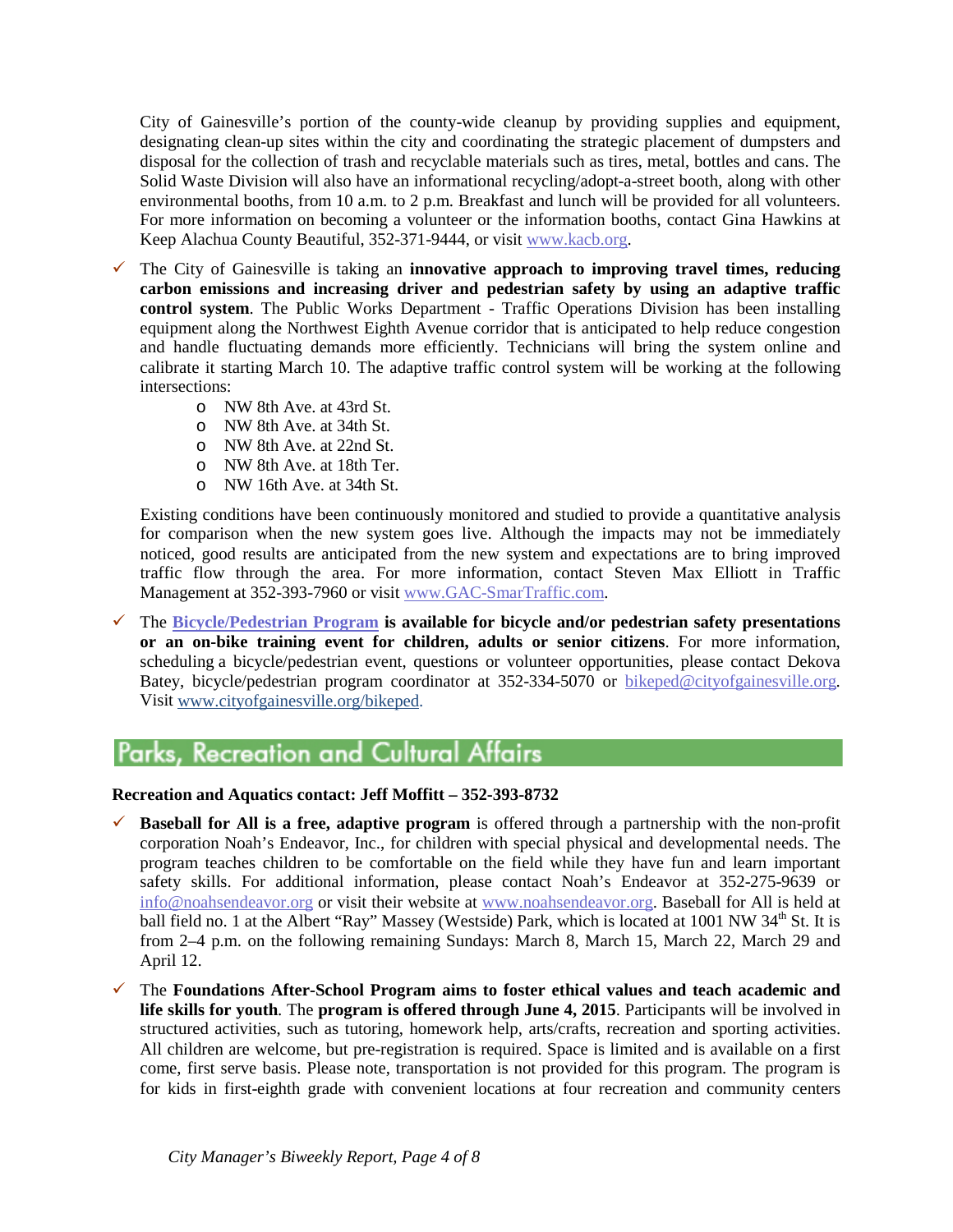City of Gainesville's portion of the county-wide cleanup by providing supplies and equipment, designating clean-up sites within the city and coordinating the strategic placement of dumpsters and disposal for the collection of trash and recyclable materials such as tires, metal, bottles and cans. The Solid Waste Division will also have an informational recycling/adopt-a-street booth, along with other environmental booths, from 10 a.m. to 2 p.m. Breakfast and lunch will be provided for all volunteers. For more information on becoming a volunteer or the information booths, contact Gina Hawkins at Keep Alachua County Beautiful, 352-371-9444, or visit www.kacb.org.

- ✓ The City of Gainesville is taking an **innovative approach to improving travel times, reducing carbon emissions and increasing driver and pedestrian safety by using an adaptive traffic control system**. The Public Works Department - Traffic Operations Division has been installing equipment along the Northwest Eighth Avenue corridor that is anticipated to help reduce congestion and handle fluctuating demands more efficiently. Technicians will bring the system online and calibrate it starting March 10. The adaptive traffic control system will be working at the following intersections:
  - NW 8th Ave. at 43rd St.
  - NW 8th Ave. at 34th St.
  - NW 8th Ave. at 22nd St.
  - NW 8th Ave. at 18th Ter.
  - NW 16th Ave. at 34th St.

  Existing conditions have been continuously monitored and studied to provide a quantitative analysis for comparison when the new system goes live. Although the impacts may not be immediately noticed, good results are anticipated from the new system and expectations are to bring improved traffic flow through the area. For more information, contact Steven Max Elliott in Traffic Management at 352-393-7960 or visit www.GAC-SmarTraffic.com.

- ✓ The **Bicycle/Pedestrian Program is available for bicycle and/or pedestrian safety presentations or an on-bike training event for children, adults or senior citizens**. For more information, scheduling a bicycle/pedestrian event, questions or volunteer opportunities, please contact Dekova Batey, bicycle/pedestrian program coordinator at 352-334-5070 or bikeped@cityofgainesville.org. Visit www.cityofgainesville.org/bikeped.

## Parks, Recreation and Cultural Affairs

**Recreation and Aquatics contact: Jeff Moffitt – 352-393-8732**

- ✓ **Baseball for All is a free, adaptive program** is offered through a partnership with the non-profit corporation Noah's Endeavor, Inc., for children with special physical and developmental needs. The program teaches children to be comfortable on the field while they have fun and learn important safety skills. For additional information, please contact Noah's Endeavor at 352-275-9639 or info@noahsendeavor.org or visit their website at www.noahsendeavor.org. Baseball for All is held at ball field no. 1 at the Albert "Ray" Massey (Westside) Park, which is located at 1001 NW 34th St. It is from 2–4 p.m. on the following remaining Sundays: March 8, March 15, March 22, March 29 and April 12.

- ✓ The **Foundations After-School Program aims to foster ethical values and teach academic and life skills for youth**. The **program is offered through June 4, 2015**. Participants will be involved in structured activities, such as tutoring, homework help, arts/crafts, recreation and sporting activities. All children are welcome, but pre-registration is required. Space is limited and is available on a first come, first serve basis. Please note, transportation is not provided for this program. The program is for kids in first-eighth grade with convenient locations at four recreation and community centers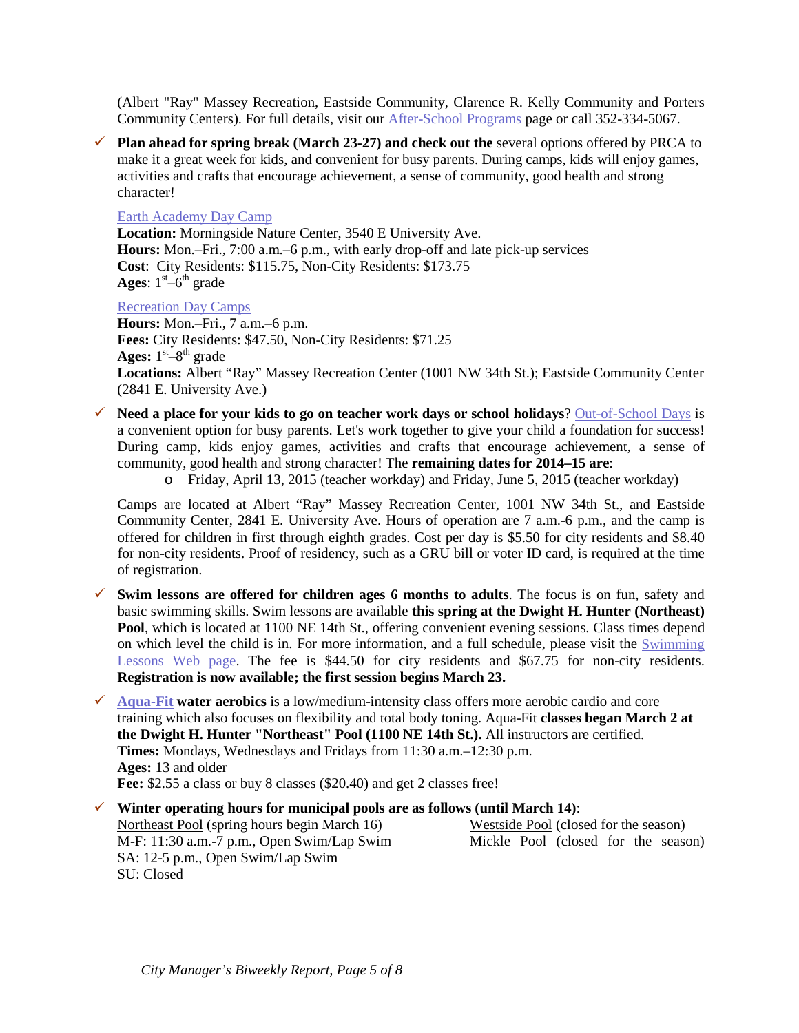(Albert "Ray" Massey Recreation, Eastside Community, Clarence R. Kelly Community and Porters Community Centers). For full details, visit our After-School Programs page or call 352-334-5067.

- ✓ **Plan ahead for spring break (March 23-27) and check out the** several options offered by PRCA to make it a great week for kids, and convenient for busy parents. During camps, kids will enjoy games, activities and crafts that encourage achievement, a sense of community, good health and strong character!

  Earth Academy Day Camp
  **Location:** Morningside Nature Center, 3540 E University Ave.
  **Hours:** Mon.–Fri., 7:00 a.m.–6 p.m., with early drop-off and late pick-up services
  **Cost**: City Residents: $115.75, Non-City Residents: $173.75
  **Ages**: 1st–6th grade

  Recreation Day Camps
  **Hours:** Mon.–Fri., 7 a.m.–6 p.m.
  **Fees:** City Residents: $47.50, Non-City Residents: $71.25
  **Ages:** 1st–8th grade
  **Locations:** Albert "Ray" Massey Recreation Center (1001 NW 34th St.); Eastside Community Center (2841 E. University Ave.)

- ✓ **Need a place for your kids to go on teacher work days or school holidays**? Out-of-School Days is a convenient option for busy parents. Let's work together to give your child a foundation for success! During camp, kids enjoy games, activities and crafts that encourage achievement, a sense of community, good health and strong character! The **remaining dates for 2014–15 are**:
  - Friday, April 13, 2015 (teacher workday) and Friday, June 5, 2015 (teacher workday)

  Camps are located at Albert "Ray" Massey Recreation Center, 1001 NW 34th St., and Eastside Community Center, 2841 E. University Ave. Hours of operation are 7 a.m.-6 p.m., and the camp is offered for children in first through eighth grades. Cost per day is $5.50 for city residents and $8.40 for non-city residents. Proof of residency, such as a GRU bill or voter ID card, is required at the time of registration.

- ✓ **Swim lessons are offered for children ages 6 months to adults**. The focus is on fun, safety and basic swimming skills. Swim lessons are available **this spring at the Dwight H. Hunter (Northeast) Pool**, which is located at 1100 NE 14th St., offering convenient evening sessions. Class times depend on which level the child is in. For more information, and a full schedule, please visit the Swimming Lessons Web page. The fee is $44.50 for city residents and $67.75 for non-city residents. **Registration is now available; the first session begins March 23.**

- ✓ **Aqua-Fit water aerobics** is a low/medium-intensity class offers more aerobic cardio and core training which also focuses on flexibility and total body toning. Aqua-Fit **classes began March 2 at the Dwight H. Hunter "Northeast" Pool (1100 NE 14th St.).** All instructors are certified.
  **Times:** Mondays, Wednesdays and Fridays from 11:30 a.m.–12:30 p.m.
  **Ages:** 13 and older
  **Fee:** $2.55 a class or buy 8 classes ($20.40) and get 2 classes free!

- ✓ **Winter operating hours for municipal pools are as follows (until March 14)**:
  Northeast Pool (spring hours begin March 16)
  M-F: 11:30 a.m.-7 p.m., Open Swim/Lap Swim
  SA: 12-5 p.m., Open Swim/Lap Swim
  SU: Closed

  Westside Pool (closed for the season)
  Mickle Pool (closed for the season)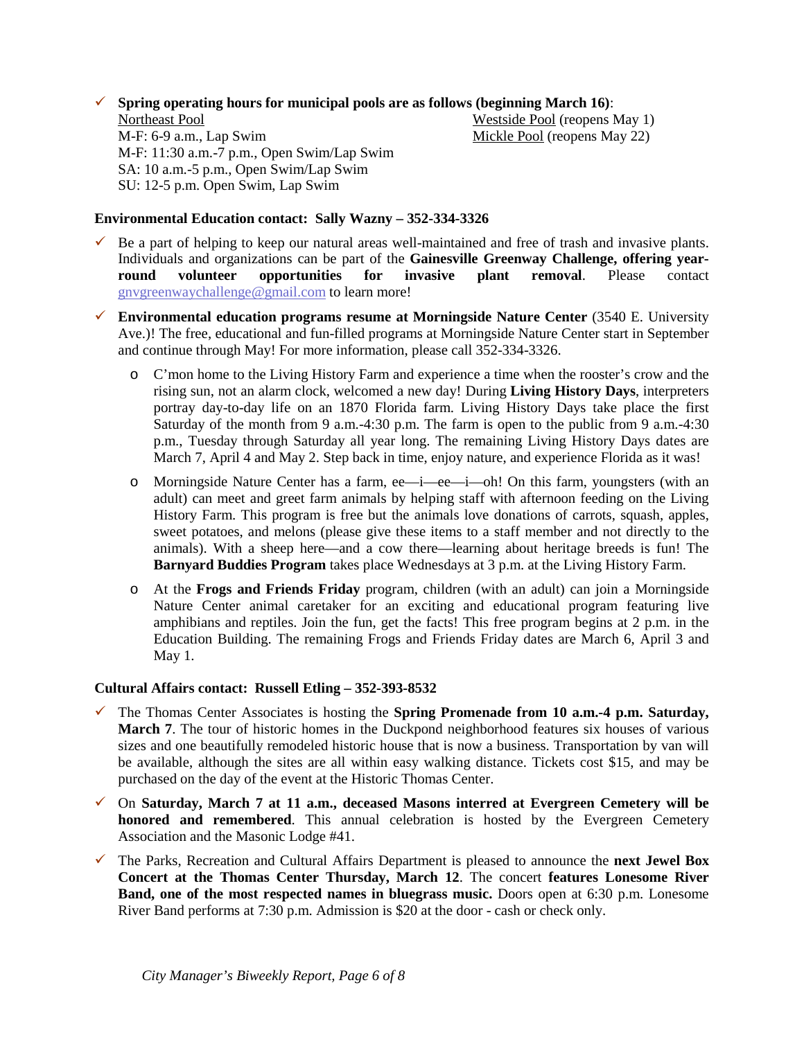- ✓ **Spring operating hours for municipal pools are as follows (beginning March 16)**:

  Northeast Pool
  M-F: 6-9 a.m., Lap Swim
  M-F: 11:30 a.m.-7 p.m., Open Swim/Lap Swim
  SA: 10 a.m.-5 p.m., Open Swim/Lap Swim
  SU: 12-5 p.m. Open Swim, Lap Swim

  Westside Pool (reopens May 1)
  Mickle Pool (reopens May 22)

**Environmental Education contact: Sally Wazny – 352-334-3326**

- ✓ Be a part of helping to keep our natural areas well-maintained and free of trash and invasive plants. Individuals and organizations can be part of the **Gainesville Greenway Challenge, offering year-round volunteer opportunities for invasive plant removal**. Please contact gnvgreenwaychallenge@gmail.com to learn more!

- ✓ **Environmental education programs resume at Morningside Nature Center** (3540 E. University Ave.)! The free, educational and fun-filled programs at Morningside Nature Center start in September and continue through May! For more information, please call 352-334-3326.

  - C'mon home to the Living History Farm and experience a time when the rooster's crow and the rising sun, not an alarm clock, welcomed a new day! During **Living History Days**, interpreters portray day-to-day life on an 1870 Florida farm. Living History Days take place the first Saturday of the month from 9 a.m.-4:30 p.m. The farm is open to the public from 9 a.m.-4:30 p.m., Tuesday through Saturday all year long. The remaining Living History Days dates are March 7, April 4 and May 2. Step back in time, enjoy nature, and experience Florida as it was!

  - Morningside Nature Center has a farm, ee—i—ee—i—oh! On this farm, youngsters (with an adult) can meet and greet farm animals by helping staff with afternoon feeding on the Living History Farm. This program is free but the animals love donations of carrots, squash, apples, sweet potatoes, and melons (please give these items to a staff member and not directly to the animals). With a sheep here—and a cow there—learning about heritage breeds is fun! The **Barnyard Buddies Program** takes place Wednesdays at 3 p.m. at the Living History Farm.

  - At the **Frogs and Friends Friday** program, children (with an adult) can join a Morningside Nature Center animal caretaker for an exciting and educational program featuring live amphibians and reptiles. Join the fun, get the facts! This free program begins at 2 p.m. in the Education Building. The remaining Frogs and Friends Friday dates are March 6, April 3 and May 1.

**Cultural Affairs contact: Russell Etling – 352-393-8532**

- ✓ The Thomas Center Associates is hosting the **Spring Promenade from 10 a.m.-4 p.m. Saturday, March 7**. The tour of historic homes in the Duckpond neighborhood features six houses of various sizes and one beautifully remodeled historic house that is now a business. Transportation by van will be available, although the sites are all within easy walking distance. Tickets cost $15, and may be purchased on the day of the event at the Historic Thomas Center.

- ✓ On **Saturday, March 7 at 11 a.m., deceased Masons interred at Evergreen Cemetery will be honored and remembered**. This annual celebration is hosted by the Evergreen Cemetery Association and the Masonic Lodge #41.

- ✓ The Parks, Recreation and Cultural Affairs Department is pleased to announce the **next Jewel Box Concert at the Thomas Center Thursday, March 12**. The concert **features Lonesome River Band, one of the most respected names in bluegrass music.** Doors open at 6:30 p.m. Lonesome River Band performs at 7:30 p.m. Admission is $20 at the door - cash or check only.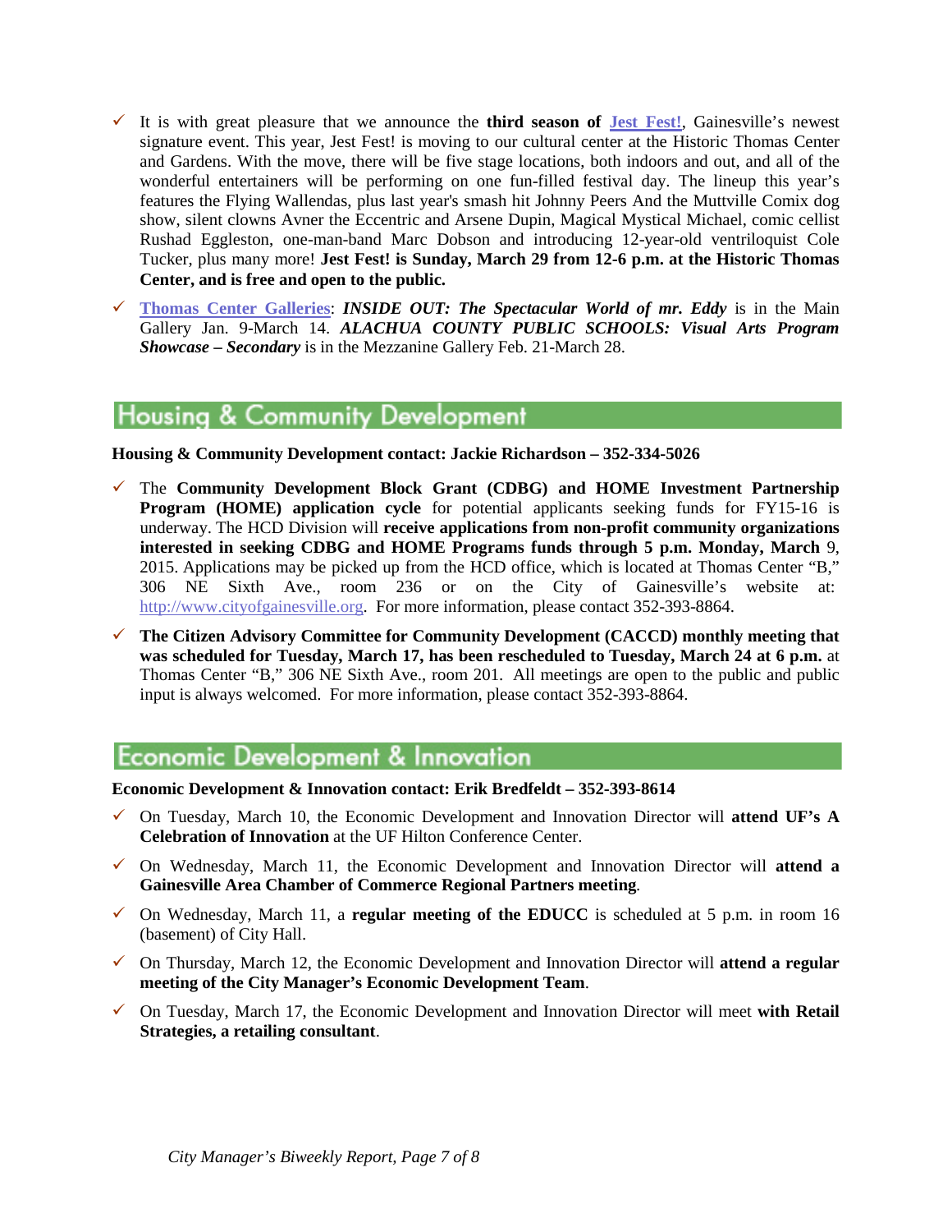- ✓ It is with great pleasure that we announce the **third season of [Jest Fest!](#)**, Gainesville's newest signature event. This year, Jest Fest! is moving to our cultural center at the Historic Thomas Center and Gardens. With the move, there will be five stage locations, both indoors and out, and all of the wonderful entertainers will be performing on one fun-filled festival day. The lineup this year's features the Flying Wallendas, plus last year's smash hit Johnny Peers And the Muttville Comix dog show, silent clowns Avner the Eccentric and Arsene Dupin, Magical Mystical Michael, comic cellist Rushad Eggleston, one-man-band Marc Dobson and introducing 12-year-old ventriloquist Cole Tucker, plus many more! **Jest Fest! is Sunday, March 29 from 12-6 p.m. at the Historic Thomas Center, and is free and open to the public.**
- ✓ **[Thomas Center Galleries](#)**: ***INSIDE OUT: The Spectacular World of mr. Eddy*** is in the Main Gallery Jan. 9-March 14. ***ALACHUA COUNTY PUBLIC SCHOOLS: Visual Arts Program Showcase – Secondary*** is in the Mezzanine Gallery Feb. 21-March 28.

## Housing & Community Development

**Housing & Community Development contact: Jackie Richardson – 352-334-5026**

- ✓ The **Community Development Block Grant (CDBG) and HOME Investment Partnership Program (HOME) application cycle** for potential applicants seeking funds for FY15-16 is underway. The HCD Division will **receive applications from non-profit community organizations interested in seeking CDBG and HOME Programs funds through 5 p.m. Monday, March** 9, 2015. Applications may be picked up from the HCD office, which is located at Thomas Center "B," 306 NE Sixth Ave., room 236 or on the City of Gainesville's website at: http://www.cityofgainesville.org. For more information, please contact 352-393-8864.
- ✓ **The Citizen Advisory Committee for Community Development (CACCD) monthly meeting that was scheduled for Tuesday, March 17, has been rescheduled to Tuesday, March 24 at 6 p.m.** at Thomas Center "B," 306 NE Sixth Ave., room 201. All meetings are open to the public and public input is always welcomed. For more information, please contact 352-393-8864.

## Economic Development & Innovation

**Economic Development & Innovation contact: Erik Bredfeldt – 352-393-8614**

- ✓ On Tuesday, March 10, the Economic Development and Innovation Director will **attend UF's A Celebration of Innovation** at the UF Hilton Conference Center.
- ✓ On Wednesday, March 11, the Economic Development and Innovation Director will **attend a Gainesville Area Chamber of Commerce Regional Partners meeting**.
- ✓ On Wednesday, March 11, a **regular meeting of the EDUCC** is scheduled at 5 p.m. in room 16 (basement) of City Hall.
- ✓ On Thursday, March 12, the Economic Development and Innovation Director will **attend a regular meeting of the City Manager's Economic Development Team**.
- ✓ On Tuesday, March 17, the Economic Development and Innovation Director will meet **with Retail Strategies, a retailing consultant**.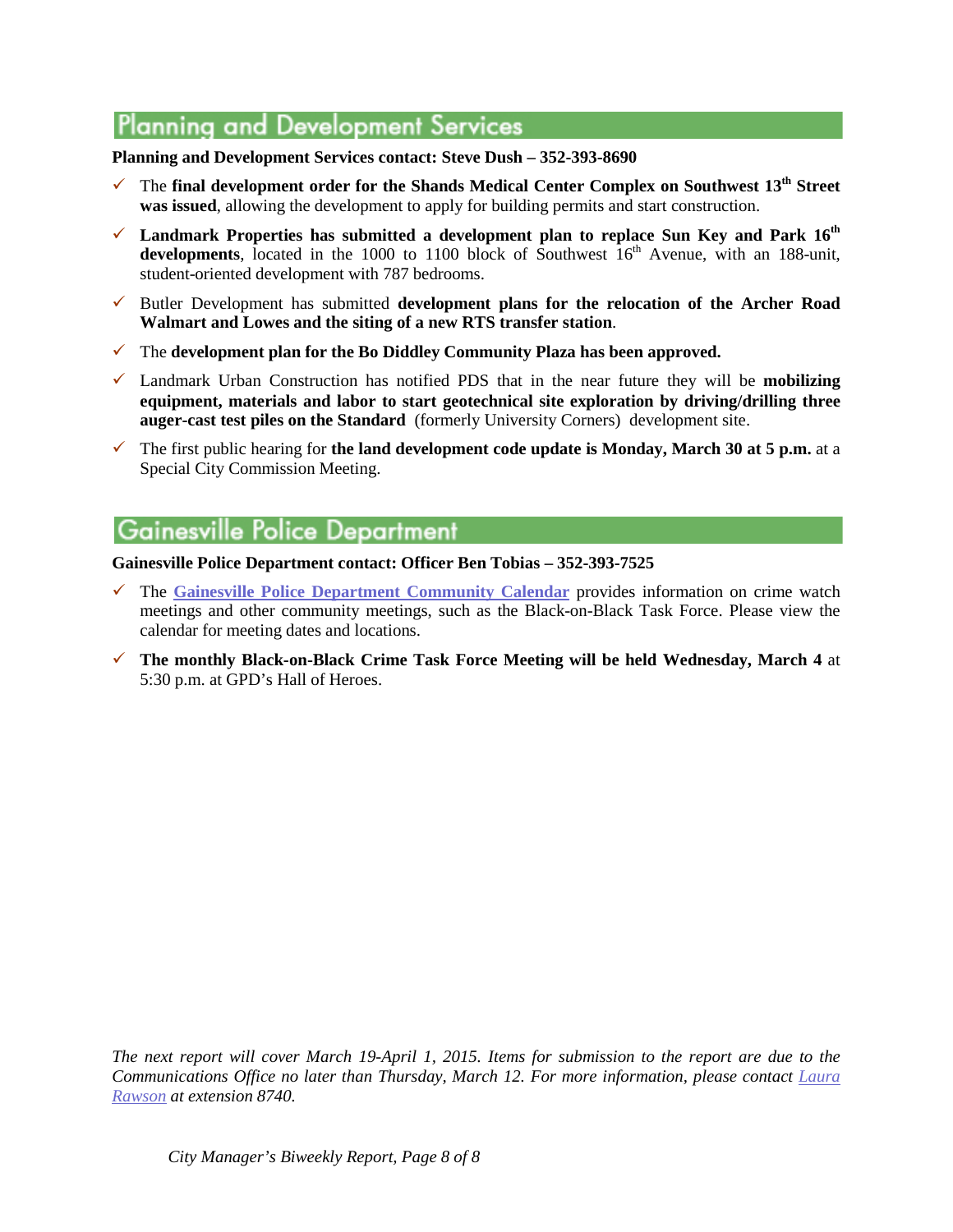## Planning and Development Services

**Planning and Development Services contact: Steve Dush – 352-393-8690**

- ✓ The **final development order for the Shands Medical Center Complex on Southwest 13th Street was issued**, allowing the development to apply for building permits and start construction.
- ✓ **Landmark Properties has submitted a development plan to replace Sun Key and Park 16th developments**, located in the 1000 to 1100 block of Southwest 16th Avenue, with an 188-unit, student-oriented development with 787 bedrooms.
- ✓ Butler Development has submitted **development plans for the relocation of the Archer Road Walmart and Lowes and the siting of a new RTS transfer station**.
- ✓ The **development plan for the Bo Diddley Community Plaza has been approved.**
- ✓ Landmark Urban Construction has notified PDS that in the near future they will be **mobilizing equipment, materials and labor to start geotechnical site exploration by driving/drilling three auger-cast test piles on the Standard** (formerly University Corners) development site.
- ✓ The first public hearing for **the land development code update is Monday, March 30 at 5 p.m.** at a Special City Commission Meeting.

## Gainesville Police Department

**Gainesville Police Department contact: Officer Ben Tobias – 352-393-7525**

- ✓ The **Gainesville Police Department Community Calendar** provides information on crime watch meetings and other community meetings, such as the Black-on-Black Task Force. Please view the calendar for meeting dates and locations.
- ✓ **The monthly Black-on-Black Crime Task Force Meeting will be held Wednesday, March 4** at 5:30 p.m. at GPD's Hall of Heroes.

*The next report will cover March 19-April 1, 2015. Items for submission to the report are due to the Communications Office no later than Thursday, March 12. For more information, please contact Laura Rawson at extension 8740.*